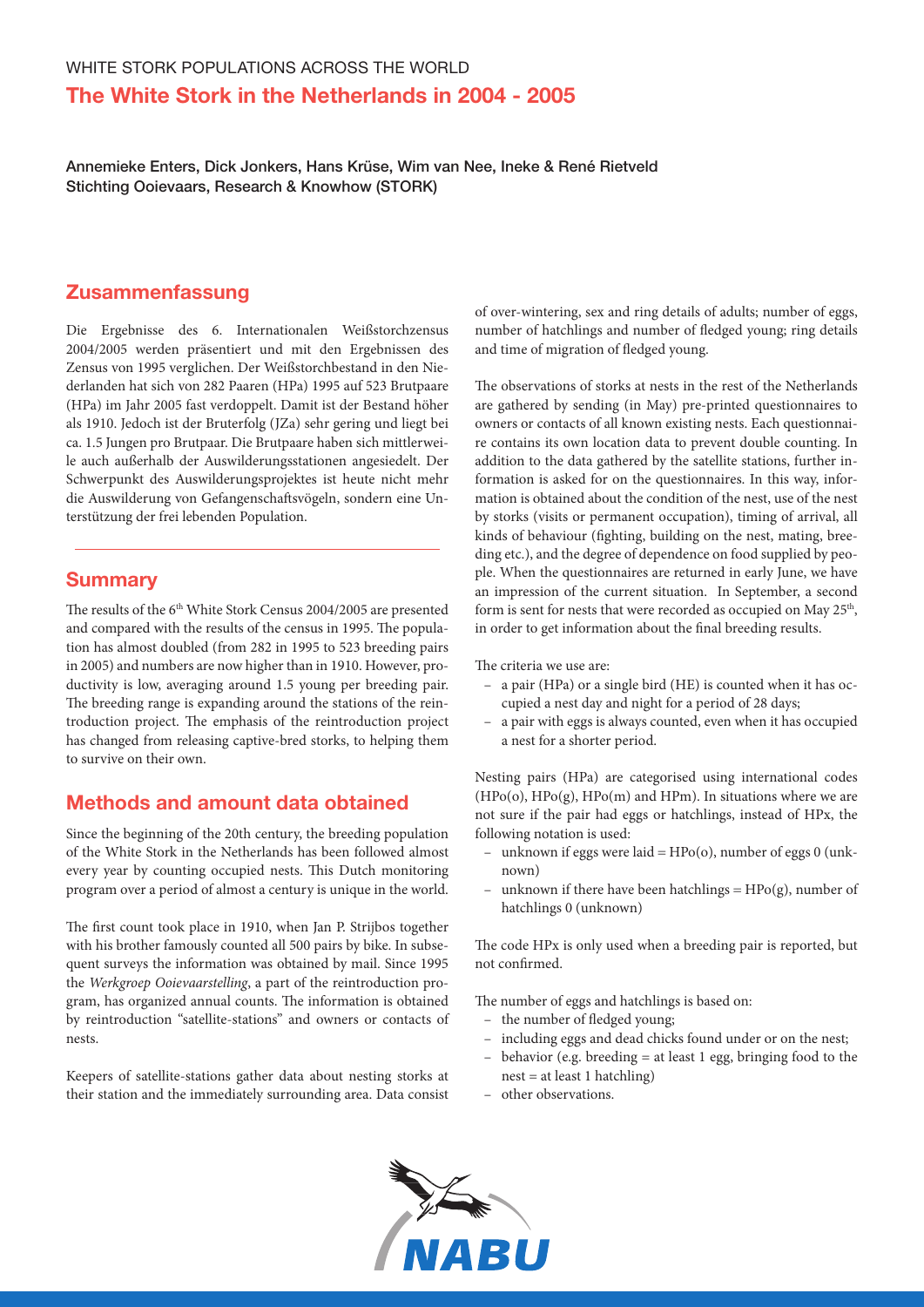WHITE STORK POPULATIONS ACROSS THE WORLD

# The White Stork in the Netherlands in 2004 - 2005

**Annemieke Enters, Dick Jonkers, Hans Krüse, Wim van Nee, Ineke & René Rietveld**
**Stichting Ooievaars, Research & Knowhow (STORK)**

## Zusammenfassung

Die Ergebnisse des 6. Internationalen Weißstorchzensus 2004/2005 werden präsentiert und mit den Ergebnissen des Zensus von 1995 verglichen. Der Weißstorchbestand in den Niederlanden hat sich von 282 Paaren (HPa) 1995 auf 523 Brutpaare (HPa) im Jahr 2005 fast verdoppelt. Damit ist der Bestand höher als 1910. Jedoch ist der Bruterfolg (JZa) sehr gering und liegt bei ca. 1.5 Jungen pro Brutpaar. Die Brutpaare haben sich mittlerweile auch außerhalb der Auswilderungsstationen angesiedelt. Der Schwerpunkt des Auswilderungsprojektes ist heute nicht mehr die Auswilderung von Gefangenschaftsvögeln, sondern eine Unterstützung der frei lebenden Population.

## Summary

The results of the 6th White Stork Census 2004/2005 are presented and compared with the results of the census in 1995. The population has almost doubled (from 282 in 1995 to 523 breeding pairs in 2005) and numbers are now higher than in 1910. However, productivity is low, averaging around 1.5 young per breeding pair. The breeding range is expanding around the stations of the reintroduction project. The emphasis of the reintroduction project has changed from releasing captive-bred storks, to helping them to survive on their own.

## Methods and amount data obtained

Since the beginning of the 20th century, the breeding population of the White Stork in the Netherlands has been followed almost every year by counting occupied nests. This Dutch monitoring program over a period of almost a century is unique in the world.

The first count took place in 1910, when Jan P. Strijbos together with his brother famously counted all 500 pairs by bike. In subsequent surveys the information was obtained by mail. Since 1995 the *Werkgroep Ooievaarstelling*, a part of the reintroduction program, has organized annual counts. The information is obtained by reintroduction "satellite-stations" and owners or contacts of nests.

Keepers of satellite-stations gather data about nesting storks at their station and the immediately surrounding area. Data consist of over-wintering, sex and ring details of adults; number of eggs, number of hatchlings and number of fledged young; ring details and time of migration of fledged young.

The observations of storks at nests in the rest of the Netherlands are gathered by sending (in May) pre-printed questionnaires to owners or contacts of all known existing nests. Each questionnaire contains its own location data to prevent double counting. In addition to the data gathered by the satellite stations, further information is asked for on the questionnaires. In this way, information is obtained about the condition of the nest, use of the nest by storks (visits or permanent occupation), timing of arrival, all kinds of behaviour (fighting, building on the nest, mating, breeding etc.), and the degree of dependence on food supplied by people. When the questionnaires are returned in early June, we have an impression of the current situation. In September, a second form is sent for nests that were recorded as occupied on May 25th, in order to get information about the final breeding results.

The criteria we use are:

- a pair (HPa) or a single bird (HE) is counted when it has occupied a nest day and night for a period of 28 days;
- a pair with eggs is always counted, even when it has occupied a nest for a shorter period.

Nesting pairs (HPa) are categorised using international codes (HPo(o), HPo(g), HPo(m) and HPm). In situations where we are not sure if the pair had eggs or hatchlings, instead of HPx, the following notation is used:

- unknown if eggs were laid = HPo(o), number of eggs 0 (unknown)
- unknown if there have been hatchlings = HPo(g), number of hatchlings 0 (unknown)

The code HPx is only used when a breeding pair is reported, but not confirmed.

The number of eggs and hatchlings is based on:

- the number of fledged young;
- including eggs and dead chicks found under or on the nest;
- behavior (e.g. breeding = at least 1 egg, bringing food to the nest = at least 1 hatchling)
- other observations.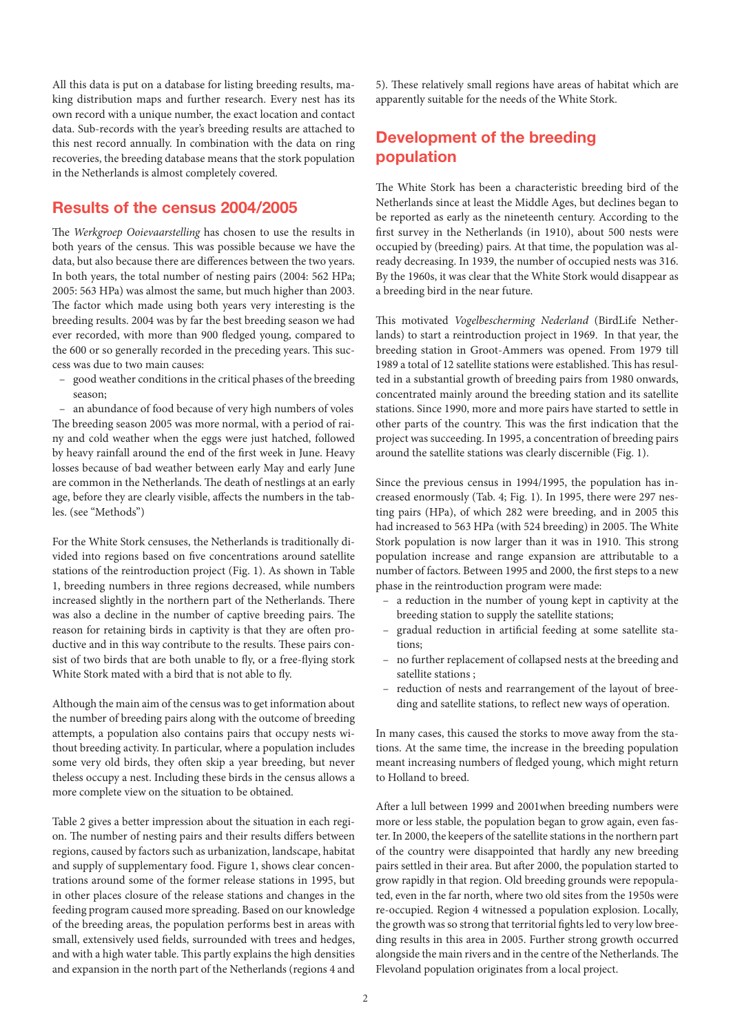All this data is put on a database for listing breeding results, making distribution maps and further research. Every nest has its own record with a unique number, the exact location and contact data. Sub-records with the year's breeding results are attached to this nest record annually. In combination with the data on ring recoveries, the breeding database means that the stork population in the Netherlands is almost completely covered.

## Results of the census 2004/2005

The *Werkgroep Ooievaarstelling* has chosen to use the results in both years of the census. This was possible because we have the data, but also because there are differences between the two years. In both years, the total number of nesting pairs (2004: 562 HPa; 2005: 563 HPa) was almost the same, but much higher than 2003. The factor which made using both years very interesting is the breeding results. 2004 was by far the best breeding season we had ever recorded, with more than 900 fledged young, compared to the 600 or so generally recorded in the preceding years. This success was due to two main causes:

- good weather conditions in the critical phases of the breeding season;
- an abundance of food because of very high numbers of voles

The breeding season 2005 was more normal, with a period of rainy and cold weather when the eggs were just hatched, followed by heavy rainfall around the end of the first week in June. Heavy losses because of bad weather between early May and early June are common in the Netherlands. The death of nestlings at an early age, before they are clearly visible, affects the numbers in the tables. (see "Methods")

For the White Stork censuses, the Netherlands is traditionally divided into regions based on five concentrations around satellite stations of the reintroduction project (Fig. 1). As shown in Table 1, breeding numbers in three regions decreased, while numbers increased slightly in the northern part of the Netherlands. There was also a decline in the number of captive breeding pairs. The reason for retaining birds in captivity is that they are often productive and in this way contribute to the results. These pairs consist of two birds that are both unable to fly, or a free-flying stork White Stork mated with a bird that is not able to fly.

Although the main aim of the census was to get information about the number of breeding pairs along with the outcome of breeding attempts, a population also contains pairs that occupy nests without breeding activity. In particular, where a population includes some very old birds, they often skip a year breeding, but never theless occupy a nest. Including these birds in the census allows a more complete view on the situation to be obtained.

Table 2 gives a better impression about the situation in each region. The number of nesting pairs and their results differs between regions, caused by factors such as urbanization, landscape, habitat and supply of supplementary food. Figure 1, shows clear concentrations around some of the former release stations in 1995, but in other places closure of the release stations and changes in the feeding program caused more spreading. Based on our knowledge of the breeding areas, the population performs best in areas with small, extensively used fields, surrounded with trees and hedges, and with a high water table. This partly explains the high densities and expansion in the north part of the Netherlands (regions 4 and 5). These relatively small regions have areas of habitat which are apparently suitable for the needs of the White Stork.

## Development of the breeding population

The White Stork has been a characteristic breeding bird of the Netherlands since at least the Middle Ages, but declines began to be reported as early as the nineteenth century. According to the first survey in the Netherlands (in 1910), about 500 nests were occupied by (breeding) pairs. At that time, the population was already decreasing. In 1939, the number of occupied nests was 316. By the 1960s, it was clear that the White Stork would disappear as a breeding bird in the near future.

This motivated *Vogelbescherming Nederland* (BirdLife Netherlands) to start a reintroduction project in 1969. In that year, the breeding station in Groot-Ammers was opened. From 1979 till 1989 a total of 12 satellite stations were established. This has resulted in a substantial growth of breeding pairs from 1980 onwards, concentrated mainly around the breeding station and its satellite stations. Since 1990, more and more pairs have started to settle in other parts of the country. This was the first indication that the project was succeeding. In 1995, a concentration of breeding pairs around the satellite stations was clearly discernible (Fig. 1).

Since the previous census in 1994/1995, the population has increased enormously (Tab. 4; Fig. 1). In 1995, there were 297 nesting pairs (HPa), of which 282 were breeding, and in 2005 this had increased to 563 HPa (with 524 breeding) in 2005. The White Stork population is now larger than it was in 1910. This strong population increase and range expansion are attributable to a number of factors. Between 1995 and 2000, the first steps to a new phase in the reintroduction program were made:

- a reduction in the number of young kept in captivity at the breeding station to supply the satellite stations;
- gradual reduction in artificial feeding at some satellite stations;
- no further replacement of collapsed nests at the breeding and satellite stations ;
- reduction of nests and rearrangement of the layout of breeding and satellite stations, to reflect new ways of operation.

In many cases, this caused the storks to move away from the stations. At the same time, the increase in the breeding population meant increasing numbers of fledged young, which might return to Holland to breed.

After a lull between 1999 and 2001when breeding numbers were more or less stable, the population began to grow again, even faster. In 2000, the keepers of the satellite stations in the northern part of the country were disappointed that hardly any new breeding pairs settled in their area. But after 2000, the population started to grow rapidly in that region. Old breeding grounds were repopulated, even in the far north, where two old sites from the 1950s were re-occupied. Region 4 witnessed a population explosion. Locally, the growth was so strong that territorial fights led to very low breeding results in this area in 2005. Further strong growth occurred alongside the main rivers and in the centre of the Netherlands. The Flevoland population originates from a local project.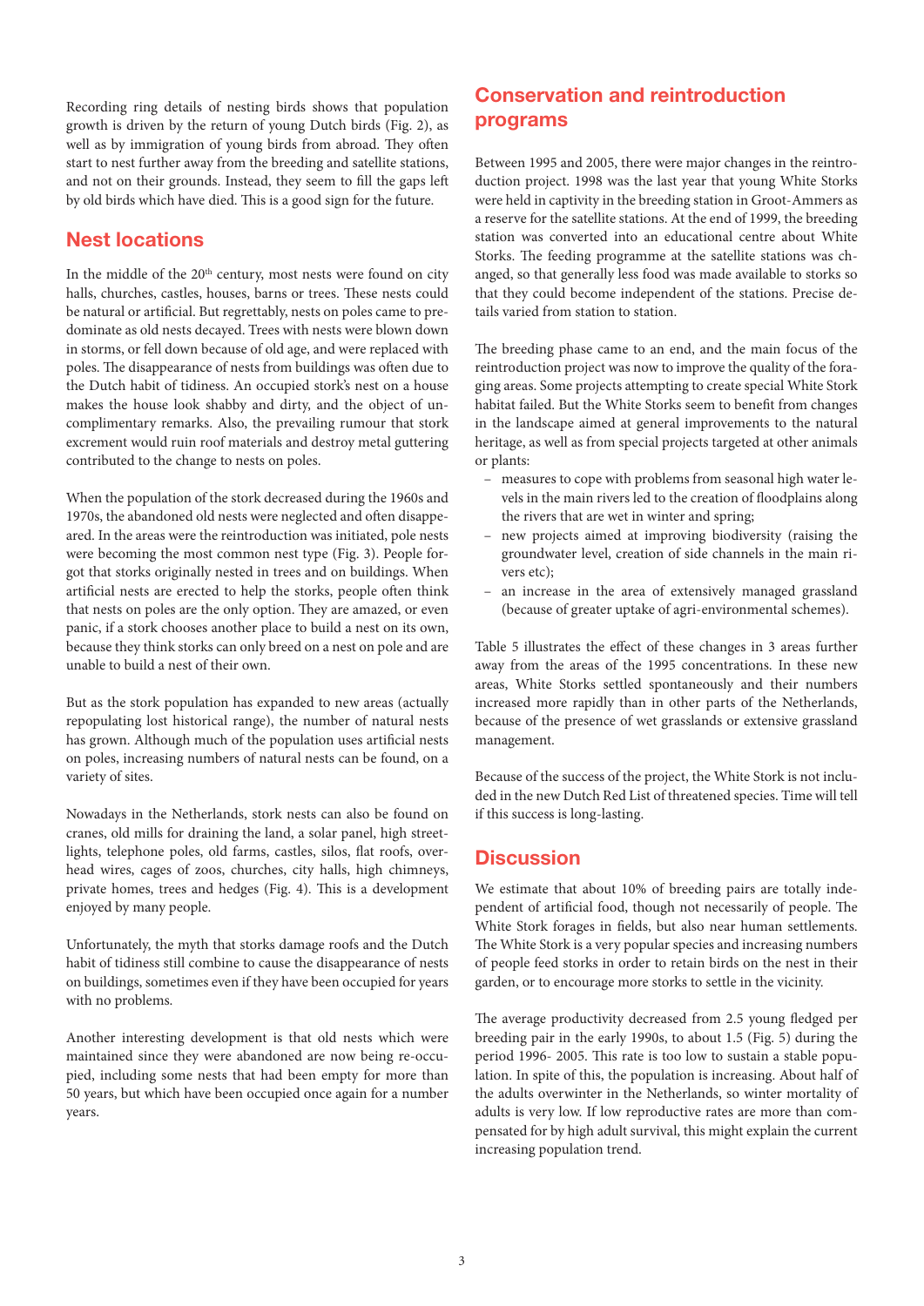Recording ring details of nesting birds shows that population growth is driven by the return of young Dutch birds (Fig. 2), as well as by immigration of young birds from abroad. They often start to nest further away from the breeding and satellite stations, and not on their grounds. Instead, they seem to fill the gaps left by old birds which have died. This is a good sign for the future.

## Nest locations

In the middle of the 20th century, most nests were found on city halls, churches, castles, houses, barns or trees. These nests could be natural or artificial. But regrettably, nests on poles came to predominate as old nests decayed. Trees with nests were blown down in storms, or fell down because of old age, and were replaced with poles. The disappearance of nests from buildings was often due to the Dutch habit of tidiness. An occupied stork's nest on a house makes the house look shabby and dirty, and the object of uncomplimentary remarks. Also, the prevailing rumour that stork excrement would ruin roof materials and destroy metal guttering contributed to the change to nests on poles.

When the population of the stork decreased during the 1960s and 1970s, the abandoned old nests were neglected and often disappeared. In the areas were the reintroduction was initiated, pole nests were becoming the most common nest type (Fig. 3). People forgot that storks originally nested in trees and on buildings. When artificial nests are erected to help the storks, people often think that nests on poles are the only option. They are amazed, or even panic, if a stork chooses another place to build a nest on its own, because they think storks can only breed on a nest on pole and are unable to build a nest of their own.

But as the stork population has expanded to new areas (actually repopulating lost historical range), the number of natural nests has grown. Although much of the population uses artificial nests on poles, increasing numbers of natural nests can be found, on a variety of sites.

Nowadays in the Netherlands, stork nests can also be found on cranes, old mills for draining the land, a solar panel, high streetlights, telephone poles, old farms, castles, silos, flat roofs, overhead wires, cages of zoos, churches, city halls, high chimneys, private homes, trees and hedges (Fig. 4). This is a development enjoyed by many people.

Unfortunately, the myth that storks damage roofs and the Dutch habit of tidiness still combine to cause the disappearance of nests on buildings, sometimes even if they have been occupied for years with no problems.

Another interesting development is that old nests which were maintained since they were abandoned are now being re-occupied, including some nests that had been empty for more than 50 years, but which have been occupied once again for a number years.

## Conservation and reintroduction programs

Between 1995 and 2005, there were major changes in the reintroduction project. 1998 was the last year that young White Storks were held in captivity in the breeding station in Groot-Ammers as a reserve for the satellite stations. At the end of 1999, the breeding station was converted into an educational centre about White Storks. The feeding programme at the satellite stations was changed, so that generally less food was made available to storks so that they could become independent of the stations. Precise details varied from station to station.

The breeding phase came to an end, and the main focus of the reintroduction project was now to improve the quality of the foraging areas. Some projects attempting to create special White Stork habitat failed. But the White Storks seem to benefit from changes in the landscape aimed at general improvements to the natural heritage, as well as from special projects targeted at other animals or plants:

- measures to cope with problems from seasonal high water levels in the main rivers led to the creation of floodplains along the rivers that are wet in winter and spring;
- new projects aimed at improving biodiversity (raising the groundwater level, creation of side channels in the main rivers etc);
- an increase in the area of extensively managed grassland (because of greater uptake of agri-environmental schemes).

Table 5 illustrates the effect of these changes in 3 areas further away from the areas of the 1995 concentrations. In these new areas, White Storks settled spontaneously and their numbers increased more rapidly than in other parts of the Netherlands, because of the presence of wet grasslands or extensive grassland management.

Because of the success of the project, the White Stork is not included in the new Dutch Red List of threatened species. Time will tell if this success is long-lasting.

## Discussion

We estimate that about 10% of breeding pairs are totally independent of artificial food, though not necessarily of people. The White Stork forages in fields, but also near human settlements. The White Stork is a very popular species and increasing numbers of people feed storks in order to retain birds on the nest in their garden, or to encourage more storks to settle in the vicinity.

The average productivity decreased from 2.5 young fledged per breeding pair in the early 1990s, to about 1.5 (Fig. 5) during the period 1996- 2005. This rate is too low to sustain a stable population. In spite of this, the population is increasing. About half of the adults overwinter in the Netherlands, so winter mortality of adults is very low. If low reproductive rates are more than compensated for by high adult survival, this might explain the current increasing population trend.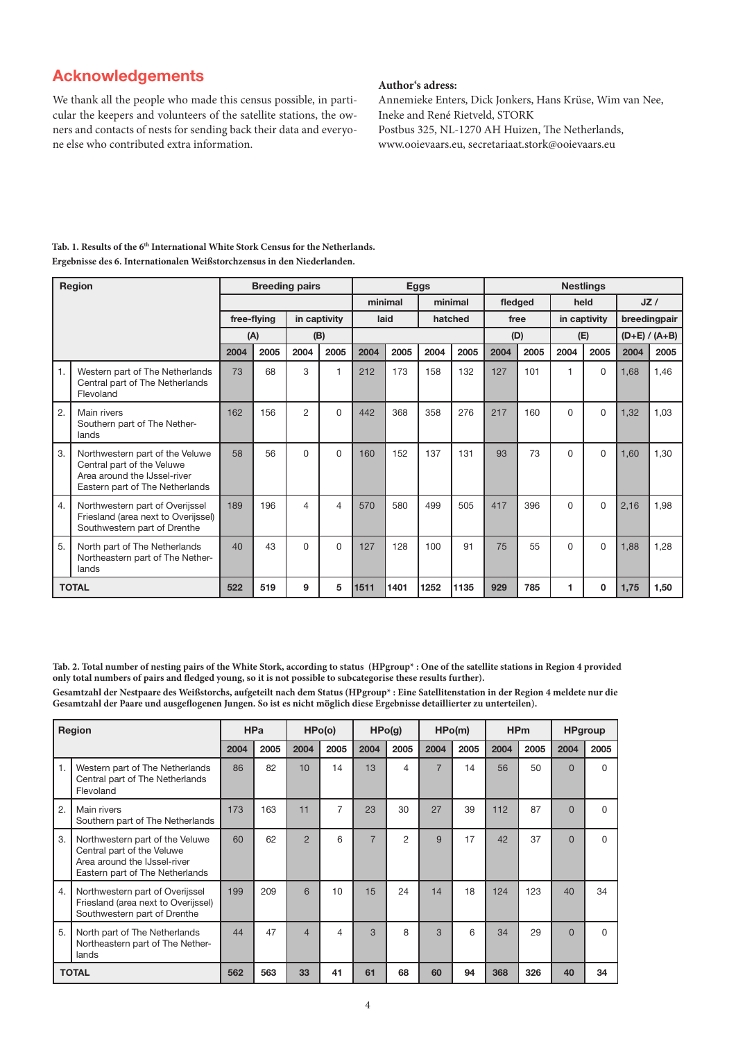## Acknowledgements

We thank all the people who made this census possible, in particular the keepers and volunteers of the satellite stations, the owners and contacts of nests for sending back their data and everyone else who contributed extra information.

**Author's adress:**

Annemieke Enters, Dick Jonkers, Hans Krüse, Wim van Nee, Ineke and René Rietveld, STORK
Postbus 325, NL-1270 AH Huizen, The Netherlands,
www.ooievaars.eu, secretariaat.stork@ooievaars.eu

**Tab. 1. Results of the 6th International White Stork Census for the Netherlands.**
**Ergebnisse des 6. Internationalen Weißstorchzensus in den Niederlanden.**

| Region | | Breeding pairs | | | | Eggs | | | | Nestlings | | | | | |
|---|---|---|---|---|---|---|---|---|---|---|---|---|---|---|---|
| | | | | | | minimal | | minimal | | fledged | | held | | JZ / | |
| | | free-flying | | in captivity | | laid | | hatched | | free | | in captivity | | breedingpair | |
| | | (A) | | (B) | | | | | | (D) | | (E) | | (D+E) / (A+B) | |
| | | 2004 | 2005 | 2004 | 2005 | 2004 | 2005 | 2004 | 2005 | 2004 | 2005 | 2004 | 2005 | 2004 | 2005 |
| 1. | Western part of The Netherlands Central part of The Netherlands Flevoland | 73 | 68 | 3 | 1 | 212 | 173 | 158 | 132 | 127 | 101 | 1 | 0 | 1,68 | 1,46 |
| 2. | Main rivers Southern part of The Netherlands | 162 | 156 | 2 | 0 | 442 | 368 | 358 | 276 | 217 | 160 | 0 | 0 | 1,32 | 1,03 |
| 3. | Northwestern part of the Veluwe Central part of the Veluwe Area around the IJssel-river Eastern part of The Netherlands | 58 | 56 | 0 | 0 | 160 | 152 | 137 | 131 | 93 | 73 | 0 | 0 | 1,60 | 1,30 |
| 4. | Northwestern part of Overijssel Friesland (area next to Overijssel) Southwestern part of Drenthe | 189 | 196 | 4 | 4 | 570 | 580 | 499 | 505 | 417 | 396 | 0 | 0 | 2,16 | 1,98 |
| 5. | North part of The Netherlands Northeastern part of The Netherlands | 40 | 43 | 0 | 0 | 127 | 128 | 100 | 91 | 75 | 55 | 0 | 0 | 1,88 | 1,28 |
| **TOTAL** | | **522** | **519** | **9** | **5** | **1511** | **1401** | **1252** | **1135** | **929** | **785** | **1** | **0** | **1,75** | **1,50** |

**Tab. 2. Total number of nesting pairs of the White Stork, according to status (HPgroup\* : One of the satellite stations in Region 4 provided only total numbers of pairs and fledged young, so it is not possible to subcategorise these results further).**
**Gesamtzahl der Nestpaare des Weißstorchs, aufgeteilt nach dem Status (HPgroup\* : Eine Satellitenstation in der Region 4 meldete nur die Gesamtzahl der Paare und ausgeflogenen Jungen. So ist es nicht möglich diese Ergebnisse detaillierter zu unterteilen).**

| Region | | HPa | | HPo(o) | | HPo(g) | | HPo(m) | | HPm | | HPgroup | |
|---|---|---|---|---|---|---|---|---|---|---|---|---|---|
| | | 2004 | 2005 | 2004 | 2005 | 2004 | 2005 | 2004 | 2005 | 2004 | 2005 | 2004 | 2005 |
| 1. | Western part of The Netherlands Central part of The Netherlands Flevoland | 86 | 82 | 10 | 14 | 13 | 4 | 7 | 14 | 56 | 50 | 0 | 0 |
| 2. | Main rivers Southern part of The Netherlands | 173 | 163 | 11 | 7 | 23 | 30 | 27 | 39 | 112 | 87 | 0 | 0 |
| 3. | Northwestern part of the Veluwe Central part of the Veluwe Area around the IJssel-river Eastern part of The Netherlands | 60 | 62 | 2 | 6 | 7 | 2 | 9 | 17 | 42 | 37 | 0 | 0 |
| 4. | Northwestern part of Overijssel Friesland (area next to Overijssel) Southwestern part of Drenthe | 199 | 209 | 6 | 10 | 15 | 24 | 14 | 18 | 124 | 123 | 40 | 34 |
| 5. | North part of The Netherlands Northeastern part of The Netherlands | 44 | 47 | 4 | 4 | 3 | 8 | 3 | 6 | 34 | 29 | 0 | 0 |
| **TOTAL** | | **562** | **563** | **33** | **41** | **61** | **68** | **60** | **94** | **368** | **326** | **40** | **34** |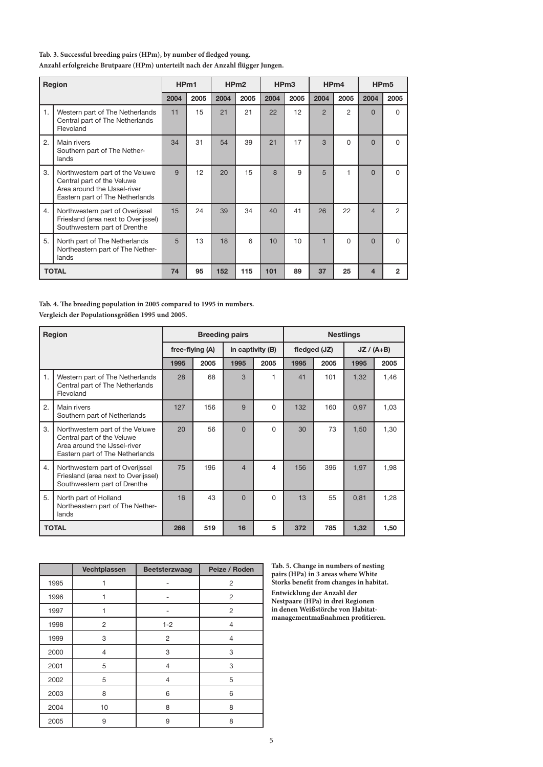**Tab. 3. Successful breeding pairs (HPm), by number of fledged young.**
**Anzahl erfolgreiche Brutpaare (HPm) unterteilt nach der Anzahl flügger Jungen.**

| Region | | HPm1 | | HPm2 | | HPm3 | | HPm4 | | HPm5 | |
|---|---|---|---|---|---|---|---|---|---|---|---|
| | | 2004 | 2005 | 2004 | 2005 | 2004 | 2005 | 2004 | 2005 | 2004 | 2005 |
| 1. | Western part of The Netherlands Central part of The Netherlands Flevoland | 11 | 15 | 21 | 21 | 22 | 12 | 2 | 2 | 0 | 0 |
| 2. | Main rivers Southern part of The Netherlands | 34 | 31 | 54 | 39 | 21 | 17 | 3 | 0 | 0 | 0 |
| 3. | Northwestern part of the Veluwe Central part of the Veluwe Area around the IJssel-river Eastern part of The Netherlands | 9 | 12 | 20 | 15 | 8 | 9 | 5 | 1 | 0 | 0 |
| 4. | Northwestern part of Overijssel Friesland (area next to Overijssel) Southwestern part of Drenthe | 15 | 24 | 39 | 34 | 40 | 41 | 26 | 22 | 4 | 2 |
| 5. | North part of The Netherlands Northeastern part of The Netherlands | 5 | 13 | 18 | 6 | 10 | 10 | 1 | 0 | 0 | 0 |
| **TOTAL** | | **74** | **95** | **152** | **115** | **101** | **89** | **37** | **25** | **4** | **2** |

**Tab. 4. The breeding population in 2005 compared to 1995 in numbers.**
**Vergleich der Populationsgrößen 1995 und 2005.**

| Region | | Breeding pairs | | | | Nestlings | | | |
|---|---|---|---|---|---|---|---|---|---|
| | | free-flying (A) | | in captivity (B) | | fledged (JZ) | | JZ / (A+B) | |
| | | 1995 | 2005 | 1995 | 2005 | 1995 | 2005 | 1995 | 2005 |
| 1. | Western part of The Netherlands Central part of The Netherlands Flevoland | 28 | 68 | 3 | 1 | 41 | 101 | 1,32 | 1,46 |
| 2. | Main rivers Southern part of Netherlands | 127 | 156 | 9 | 0 | 132 | 160 | 0,97 | 1,03 |
| 3. | Northwestern part of the Veluwe Central part of the Veluwe Area around the IJssel-river Eastern part of The Netherlands | 20 | 56 | 0 | 0 | 30 | 73 | 1,50 | 1,30 |
| 4. | Northwestern part of Overijssel Friesland (area next to Overijssel) Southwestern part of Drenthe | 75 | 196 | 4 | 4 | 156 | 396 | 1,97 | 1,98 |
| 5. | North part of Holland Northeastern part of The Netherlands | 16 | 43 | 0 | 0 | 13 | 55 | 0,81 | 1,28 |
| **TOTAL** | | **266** | **519** | **16** | **5** | **372** | **785** | **1,32** | **1,50** |

| | Vechtplassen | Beetsterzwaag | Peize / Roden |
|---|---|---|---|
| 1995 | 1 | - | 2 |
| 1996 | 1 | - | 2 |
| 1997 | 1 | - | 2 |
| 1998 | 2 | 1-2 | 4 |
| 1999 | 3 | 2 | 4 |
| 2000 | 4 | 3 | 3 |
| 2001 | 5 | 4 | 3 |
| 2002 | 5 | 4 | 5 |
| 2003 | 8 | 6 | 6 |
| 2004 | 10 | 8 | 8 |
| 2005 | 9 | 9 | 8 |

**Tab. 5. Change in numbers of nesting pairs (HPa) in 3 areas where White Storks benefit from changes in habitat.**
**Entwicklung der Anzahl der Nestpaare (HPa) in drei Regionen in denen Weißstörche von Habitatmanagementmaßnahmen profitieren.**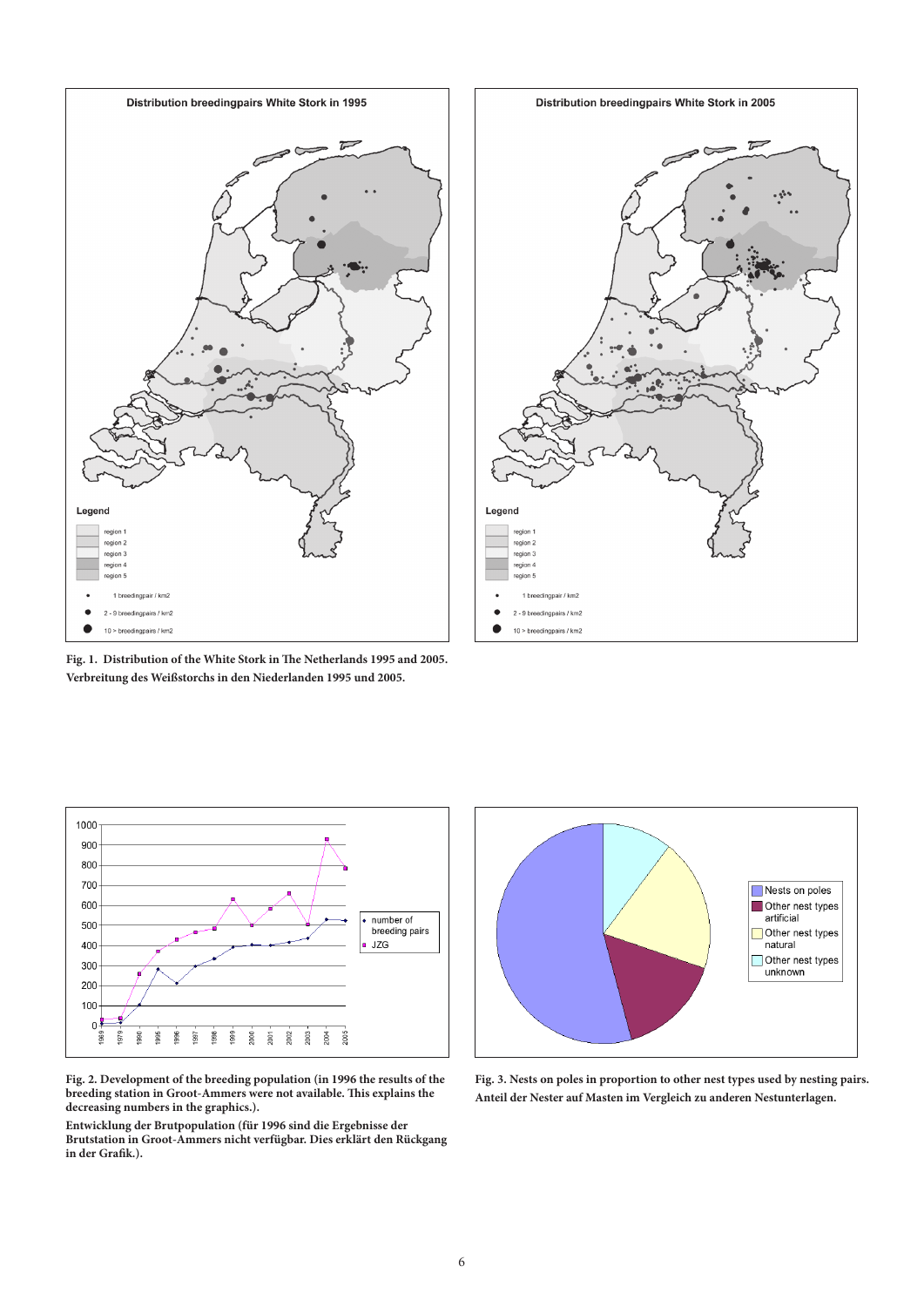**Fig. 1. Distribution of the White Stork in The Netherlands 1995 and 2005. Verbreitung des Weißstorchs in den Niederlanden 1995 und 2005.**

**Fig. 2. Development of the breeding population (in 1996 the results of the breeding station in Groot-Ammers were not available. This explains the decreasing numbers in the graphics.).**

**Entwicklung der Brutpopulation (für 1996 sind die Ergebnisse der Brutstation in Groot-Ammers nicht verfügbar. Dies erklärt den Rückgang in der Grafik.).**

**Fig. 3. Nests on poles in proportion to other nest types used by nesting pairs. Anteil der Nester auf Masten im Vergleich zu anderen Nestunterlagen.**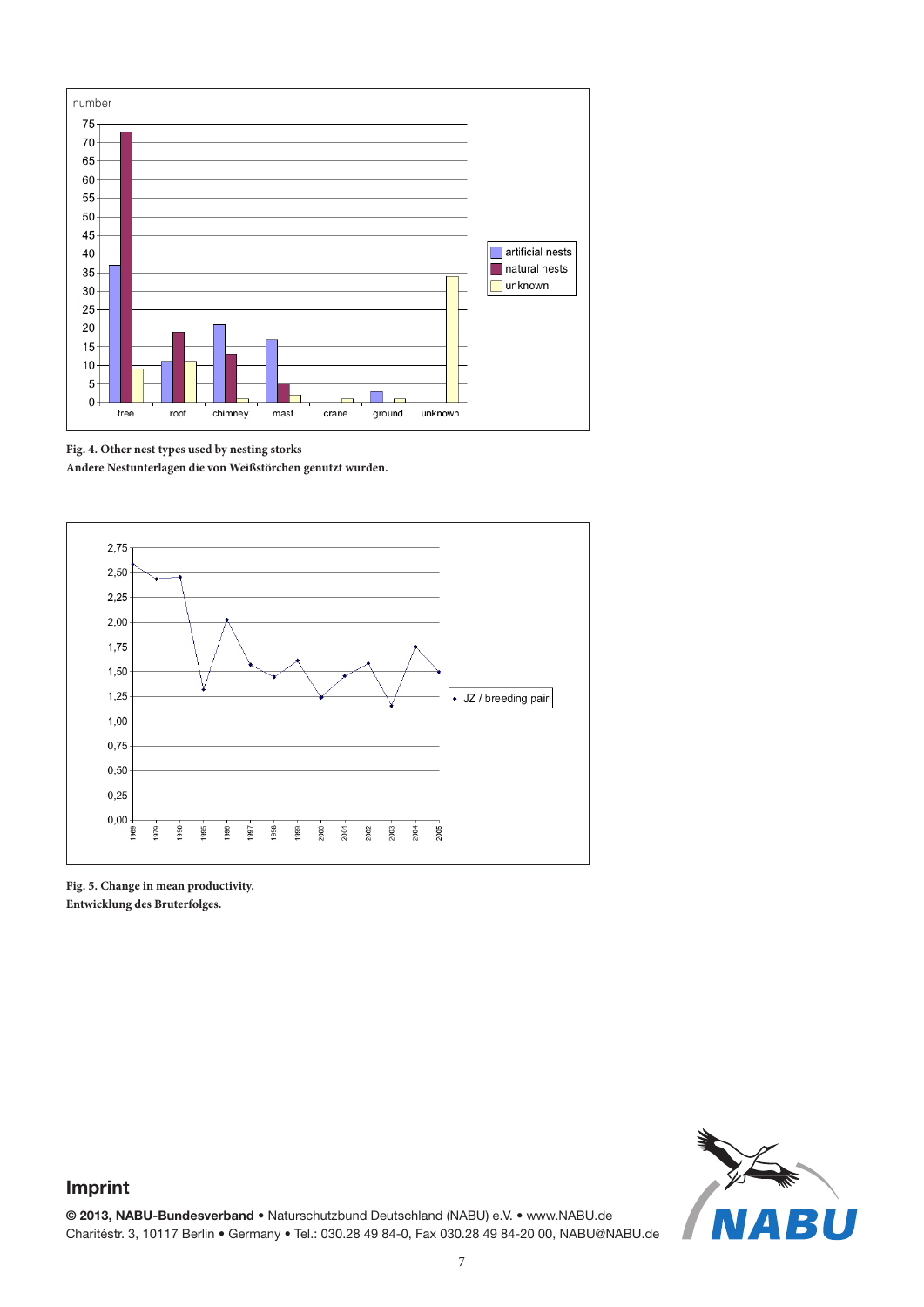number

75
70
65
60
55
50
45
40
35
30
25
20
15
10
5
0

tree
roof
chimney
mast
crane
ground
unknown

artificial nests
natural nests
unknown

**Fig. 4. Other nest types used by nesting storks**
**Andere Nestunterlagen die von Weißstörchen genutzt wurden.**

2,75
2,50
2,25
2,00
1,75
1,50
1,25
1,00
0,75
0,50
0,25
0,00

1968
1979
1990
1995
1996
1997
1998
1999
2000
2001
2002
2003
2004
2005

JZ / breeding pair

**Fig. 5. Change in mean productivity.**
**Entwicklung des Bruterfolges.**

## Imprint

**© 2013, NABU-Bundesverband** • Naturschutzbund Deutschland (NABU) e.V. • www.NABU.de
Charitéstr. 3, 10117 Berlin • Germany • Tel.: 030.28 49 84-0, Fax 030.28 49 84-20 00, NABU@NABU.de

NABU